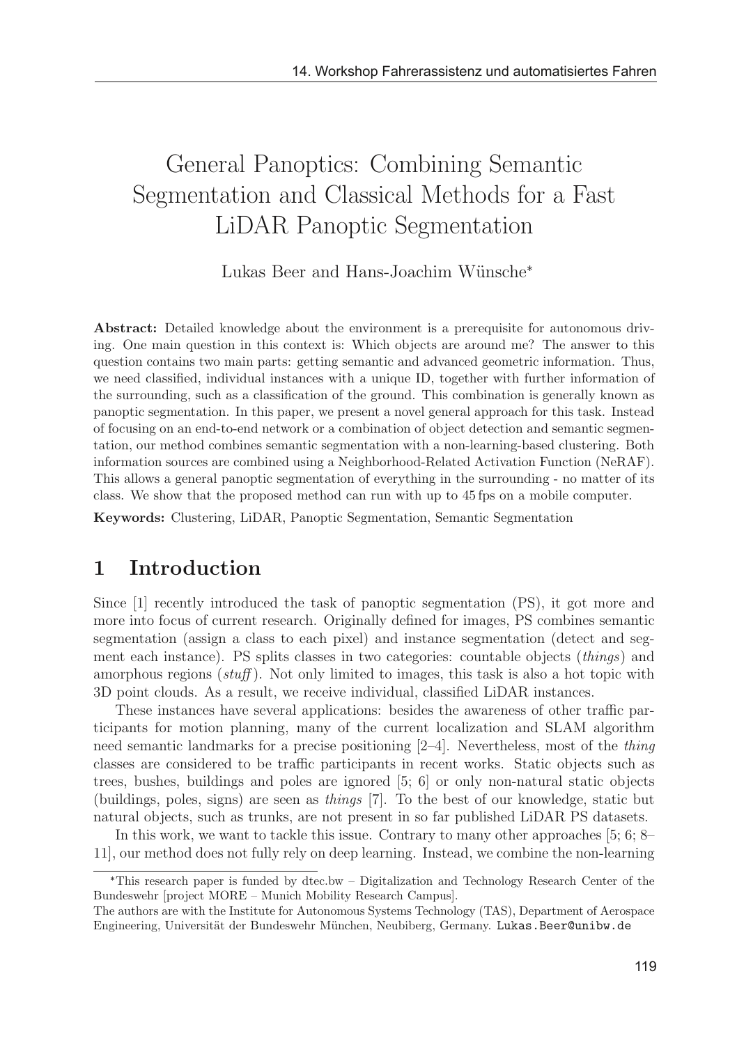# General Panoptics: Combining Semantic Segmentation and Classical Methods for a Fast LiDAR Panoptic Segmentation

Lukas Beer and Hans-Joachim Wünsche*

**Abstract:** Detailed knowledge about the environment is a prerequisite for autonomous driving. One main question in this context is: Which objects are around me? The answer to this question contains two main parts: getting semantic and advanced geometric information. Thus, we need classified, individual instances with a unique ID, together with further information of the surrounding, such as a classification of the ground. This combination is generally known as panoptic segmentation. In this paper, we present a novel general approach for this task. Instead of focusing on an end-to-end network or a combination of object detection and semantic segmentation, our method combines semantic segmentation with a non-learning-based clustering. Both information sources are combined using a Neighborhood-Related Activation Function (NeRAF). This allows a general panoptic segmentation of everything in the surrounding - no matter of its class. We show that the proposed method can run with up to 45 fps on a mobile computer.

**Keywords:** Clustering, LiDAR, Panoptic Segmentation, Semantic Segmentation

## 1 Introduction

Since [1] recently introduced the task of panoptic segmentation (PS), it got more and more into focus of current research. Originally defined for images, PS combines semantic segmentation (assign a class to each pixel) and instance segmentation (detect and segment each instance). PS splits classes in two categories: countable objects (*things*) and amorphous regions (*stuff*). Not only limited to images, this task is also a hot topic with 3D point clouds. As a result, we receive individual, classified LiDAR instances.

These instances have several applications: besides the awareness of other traffic participants for motion planning, many of the current localization and SLAM algorithm need semantic landmarks for a precise positioning [2–4]. Nevertheless, most of the *thing* classes are considered to be traffic participants in recent works. Static objects such as trees, bushes, buildings and poles are ignored [5; 6] or only non-natural static objects (buildings, poles, signs) are seen as *things* [7]. To the best of our knowledge, static but natural objects, such as trunks, are not present in so far published LiDAR PS datasets.

In this work, we want to tackle this issue. Contrary to many other approaches [5; 6; 8–11], our method does not fully rely on deep learning. Instead, we combine the non-learning

---

*This research paper is funded by dtec.bw – Digitalization and Technology Research Center of the Bundeswehr [project MORE – Munich Mobility Research Campus].

The authors are with the Institute for Autonomous Systems Technology (TAS), Department of Aerospace Engineering, Universität der Bundeswehr München, Neubiberg, Germany. Lukas.Beer@unibw.de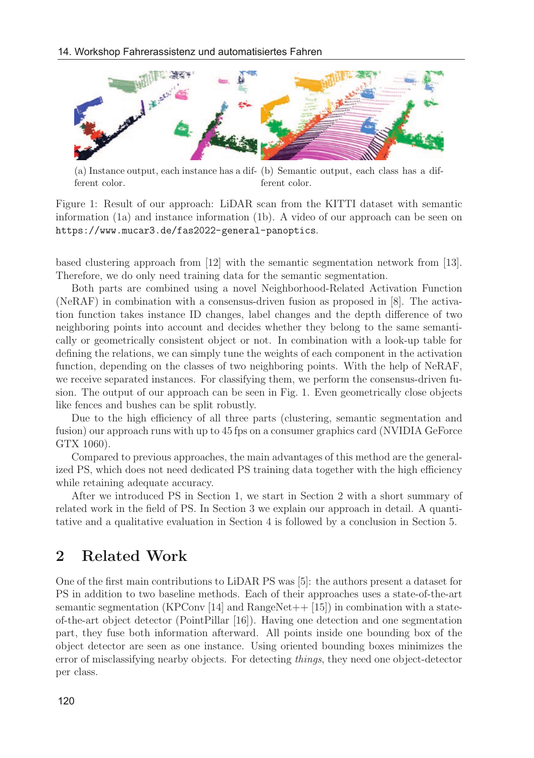(a) Instance output, each instance has a different color.

(b) Semantic output, each class has a different color.

Figure 1: Result of our approach: LiDAR scan from the KITTI dataset with semantic information (1a) and instance information (1b). A video of our approach can be seen on `https://www.mucar3.de/fas2022-general-panoptics`.

based clustering approach from [12] with the semantic segmentation network from [13]. Therefore, we do only need training data for the semantic segmentation.

Both parts are combined using a novel Neighborhood-Related Activation Function (NeRAF) in combination with a consensus-driven fusion as proposed in [8]. The activation function takes instance ID changes, label changes and the depth difference of two neighboring points into account and decides whether they belong to the same semantically or geometrically consistent object or not. In combination with a look-up table for defining the relations, we can simply tune the weights of each component in the activation function, depending on the classes of two neighboring points. With the help of NeRAF, we receive separated instances. For classifying them, we perform the consensus-driven fusion. The output of our approach can be seen in Fig. 1. Even geometrically close objects like fences and bushes can be split robustly.

Due to the high efficiency of all three parts (clustering, semantic segmentation and fusion) our approach runs with up to 45 fps on a consumer graphics card (NVIDIA GeForce GTX 1060).

Compared to previous approaches, the main advantages of this method are the generalized PS, which does not need dedicated PS training data together with the high efficiency while retaining adequate accuracy.

After we introduced PS in Section 1, we start in Section 2 with a short summary of related work in the field of PS. In Section 3 we explain our approach in detail. A quantitative and a qualitative evaluation in Section 4 is followed by a conclusion in Section 5.

## 2 Related Work

One of the first main contributions to LiDAR PS was [5]: the authors present a dataset for PS in addition to two baseline methods. Each of their approaches uses a state-of-the-art semantic segmentation (KPConv [14] and RangeNet++ [15]) in combination with a state-of-the-art object detector (PointPillar [16]). Having one detection and one segmentation part, they fuse both information afterward. All points inside one bounding box of the object detector are seen as one instance. Using oriented bounding boxes minimizes the error of misclassifying nearby objects. For detecting *things*, they need one object-detector per class.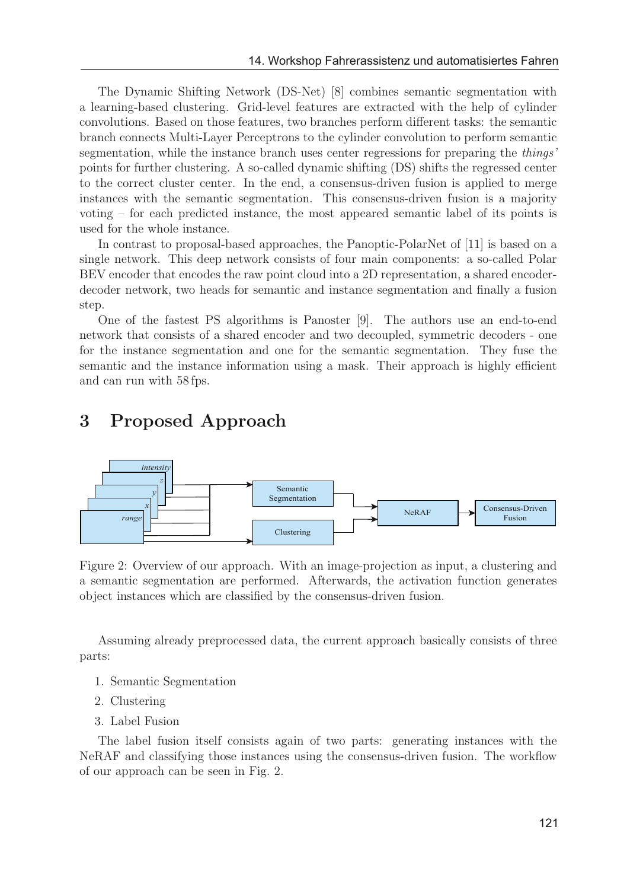The Dynamic Shifting Network (DS-Net) [8] combines semantic segmentation with a learning-based clustering. Grid-level features are extracted with the help of cylinder convolutions. Based on those features, two branches perform different tasks: the semantic branch connects Multi-Layer Perceptrons to the cylinder convolution to perform semantic segmentation, while the instance branch uses center regressions for preparing the *things'* points for further clustering. A so-called dynamic shifting (DS) shifts the regressed center to the correct cluster center. In the end, a consensus-driven fusion is applied to merge instances with the semantic segmentation. This consensus-driven fusion is a majority voting – for each predicted instance, the most appeared semantic label of its points is used for the whole instance.

In contrast to proposal-based approaches, the Panoptic-PolarNet of [11] is based on a single network. This deep network consists of four main components: a so-called Polar BEV encoder that encodes the raw point cloud into a 2D representation, a shared encoder-decoder network, two heads for semantic and instance segmentation and finally a fusion step.

One of the fastest PS algorithms is Panoster [9]. The authors use an end-to-end network that consists of a shared encoder and two decoupled, symmetric decoders - one for the instance segmentation and one for the semantic segmentation. They fuse the semantic and the instance information using a mask. Their approach is highly efficient and can run with 58 fps.

# 3 Proposed Approach

Figure 2: Overview of our approach. With an image-projection as input, a clustering and a semantic segmentation are performed. Afterwards, the activation function generates object instances which are classified by the consensus-driven fusion.

Assuming already preprocessed data, the current approach basically consists of three parts:

1. Semantic Segmentation
2. Clustering
3. Label Fusion

The label fusion itself consists again of two parts: generating instances with the NeRAF and classifying those instances using the consensus-driven fusion. The workflow of our approach can be seen in Fig. 2.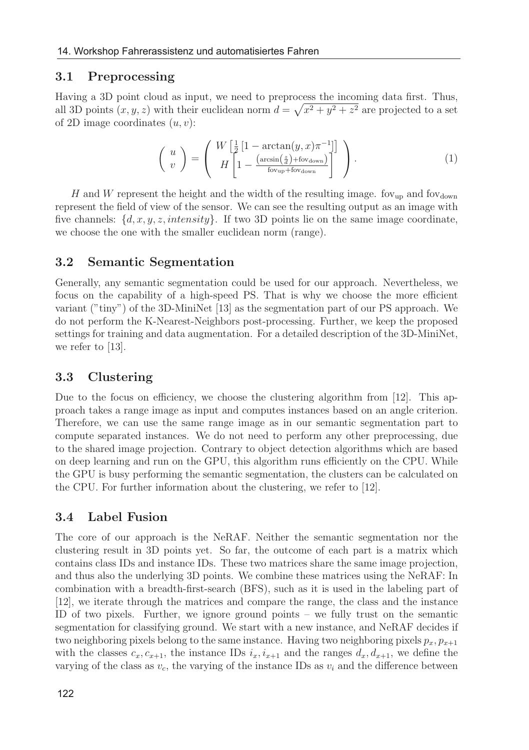### 3.1 Preprocessing

Having a 3D point cloud as input, we need to preprocess the incoming data first. Thus, all 3D points $(x, y, z)$ with their euclidean norm $d = \sqrt{x^2 + y^2 + z^2}$ are projected to a set of 2D image coordinates $(u, v)$:

$$
\begin{pmatrix} u \\ v \end{pmatrix} = \begin{pmatrix} W \left[ \frac{1}{2} \left[ 1 - \arctan(y, x) \pi^{-1} \right] \right] \\ H \left[ 1 - \frac{\left( \arcsin\left(\frac{z}{d}\right) + \text{fov}_{\text{down}} \right)}{\text{fov}_{\text{up}} + \text{fov}_{\text{down}}} \right] \end{pmatrix}. \tag{1}
$$

$H$ and $W$ represent the height and the width of the resulting image. $\text{fov}_{\text{up}}$ and $\text{fov}_{\text{down}}$ represent the field of view of the sensor. We can see the resulting output as an image with five channels: $\{d, x, y, z, intensity\}$. If two 3D points lie on the same image coordinate, we choose the one with the smaller euclidean norm (range).

### 3.2 Semantic Segmentation

Generally, any semantic segmentation could be used for our approach. Nevertheless, we focus on the capability of a high-speed PS. That is why we choose the more efficient variant ("tiny") of the 3D-MiniNet [13] as the segmentation part of our PS approach. We do not perform the K-Nearest-Neighbors post-processing. Further, we keep the proposed settings for training and data augmentation. For a detailed description of the 3D-MiniNet, we refer to [13].

### 3.3 Clustering

Due to the focus on efficiency, we choose the clustering algorithm from [12]. This approach takes a range image as input and computes instances based on an angle criterion. Therefore, we can use the same range image as in our semantic segmentation part to compute separated instances. We do not need to perform any other preprocessing, due to the shared image projection. Contrary to object detection algorithms which are based on deep learning and run on the GPU, this algorithm runs efficiently on the CPU. While the GPU is busy performing the semantic segmentation, the clusters can be calculated on the CPU. For further information about the clustering, we refer to [12].

### 3.4 Label Fusion

The core of our approach is the NeRAF. Neither the semantic segmentation nor the clustering result in 3D points yet. So far, the outcome of each part is a matrix which contains class IDs and instance IDs. These two matrices share the same image projection, and thus also the underlying 3D points. We combine these matrices using the NeRAF: In combination with a breadth-first-search (BFS), such as it is used in the labeling part of [12], we iterate through the matrices and compare the range, the class and the instance ID of two pixels. Further, we ignore ground points – we fully trust on the semantic segmentation for classifying ground. We start with a new instance, and NeRAF decides if two neighboring pixels belong to the same instance. Having two neighboring pixels $p_x, p_{x+1}$ with the classes $c_x, c_{x+1}$, the instance IDs $i_x, i_{x+1}$ and the ranges $d_x, d_{x+1}$, we define the varying of the class as $v_c$, the varying of the instance IDs as $v_i$ and the difference between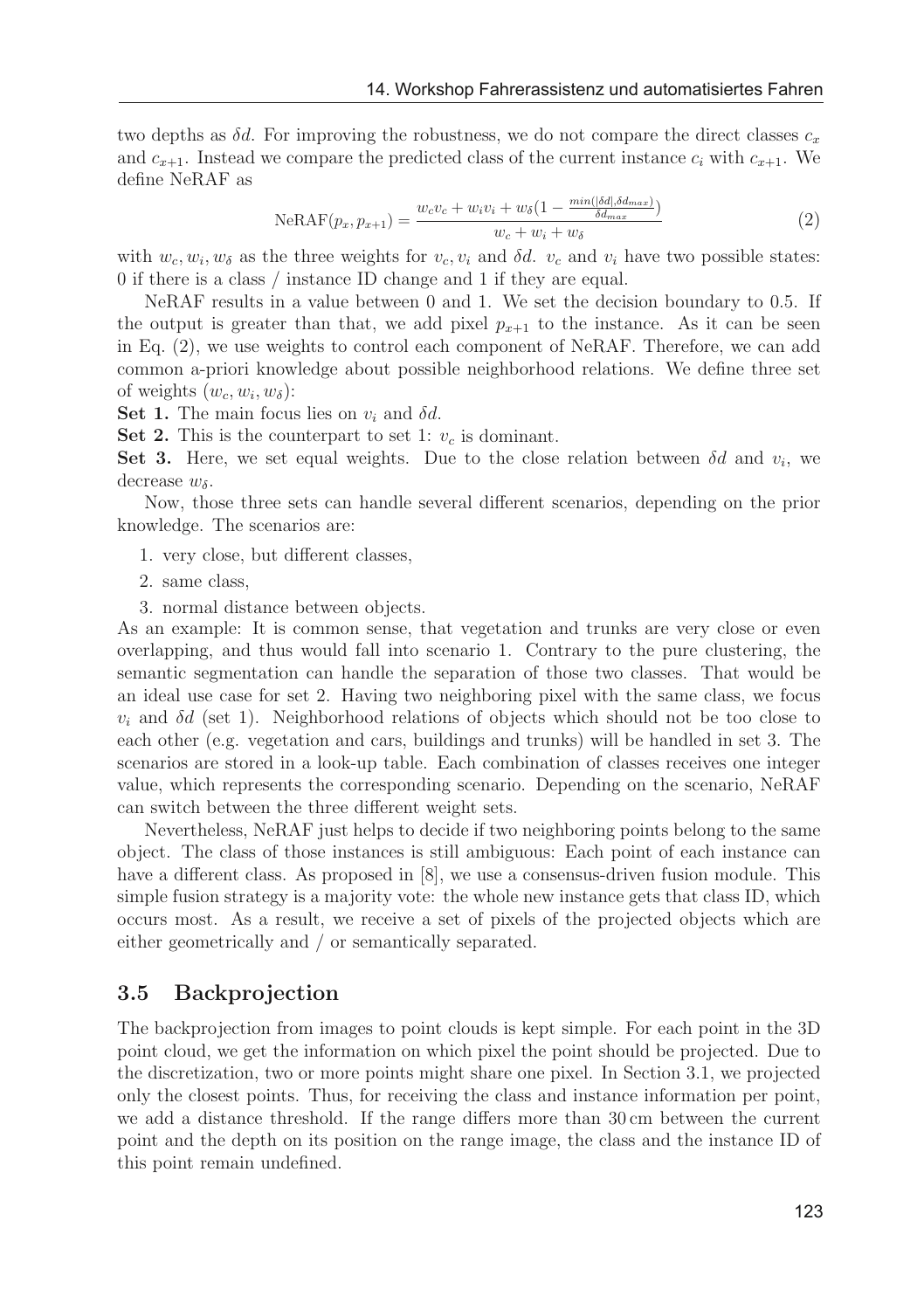two depths as $\delta d$. For improving the robustness, we do not compare the direct classes $c_x$ and $c_{x+1}$. Instead we compare the predicted class of the current instance $c_i$ with $c_{x+1}$. We define NeRAF as

$$\text{NeRAF}(p_x, p_{x+1}) = \frac{w_c v_c + w_i v_i + w_\delta (1 - \frac{min(|\delta d|, \delta d_{max})}{\delta d_{max}})}{w_c + w_i + w_\delta} \tag{2}$$

with $w_c, w_i, w_\delta$ as the three weights for $v_c, v_i$ and $\delta d$. $v_c$ and $v_i$ have two possible states: 0 if there is a class / instance ID change and 1 if they are equal.

NeRAF results in a value between 0 and 1. We set the decision boundary to 0.5. If the output is greater than that, we add pixel $p_{x+1}$ to the instance. As it can be seen in Eq. (2), we use weights to control each component of NeRAF. Therefore, we can add common a-priori knowledge about possible neighborhood relations. We define three set of weights $(w_c, w_i, w_\delta)$:

**Set 1.** The main focus lies on $v_i$ and $\delta d$.

**Set 2.** This is the counterpart to set 1: $v_c$ is dominant.

**Set 3.** Here, we set equal weights. Due to the close relation between $\delta d$ and $v_i$, we decrease $w_\delta$.

Now, those three sets can handle several different scenarios, depending on the prior knowledge. The scenarios are:

1. very close, but different classes,
2. same class,
3. normal distance between objects.

As an example: It is common sense, that vegetation and trunks are very close or even overlapping, and thus would fall into scenario 1. Contrary to the pure clustering, the semantic segmentation can handle the separation of those two classes. That would be an ideal use case for set 2. Having two neighboring pixel with the same class, we focus $v_i$ and $\delta d$ (set 1). Neighborhood relations of objects which should not be too close to each other (e.g. vegetation and cars, buildings and trunks) will be handled in set 3. The scenarios are stored in a look-up table. Each combination of classes receives one integer value, which represents the corresponding scenario. Depending on the scenario, NeRAF can switch between the three different weight sets.

Nevertheless, NeRAF just helps to decide if two neighboring points belong to the same object. The class of those instances is still ambiguous: Each point of each instance can have a different class. As proposed in [8], we use a consensus-driven fusion module. This simple fusion strategy is a majority vote: the whole new instance gets that class ID, which occurs most. As a result, we receive a set of pixels of the projected objects which are either geometrically and / or semantically separated.

### 3.5 Backprojection

The backprojection from images to point clouds is kept simple. For each point in the 3D point cloud, we get the information on which pixel the point should be projected. Due to the discretization, two or more points might share one pixel. In Section 3.1, we projected only the closest points. Thus, for receiving the class and instance information per point, we add a distance threshold. If the range differs more than 30 cm between the current point and the depth on its position on the range image, the class and the instance ID of this point remain undefined.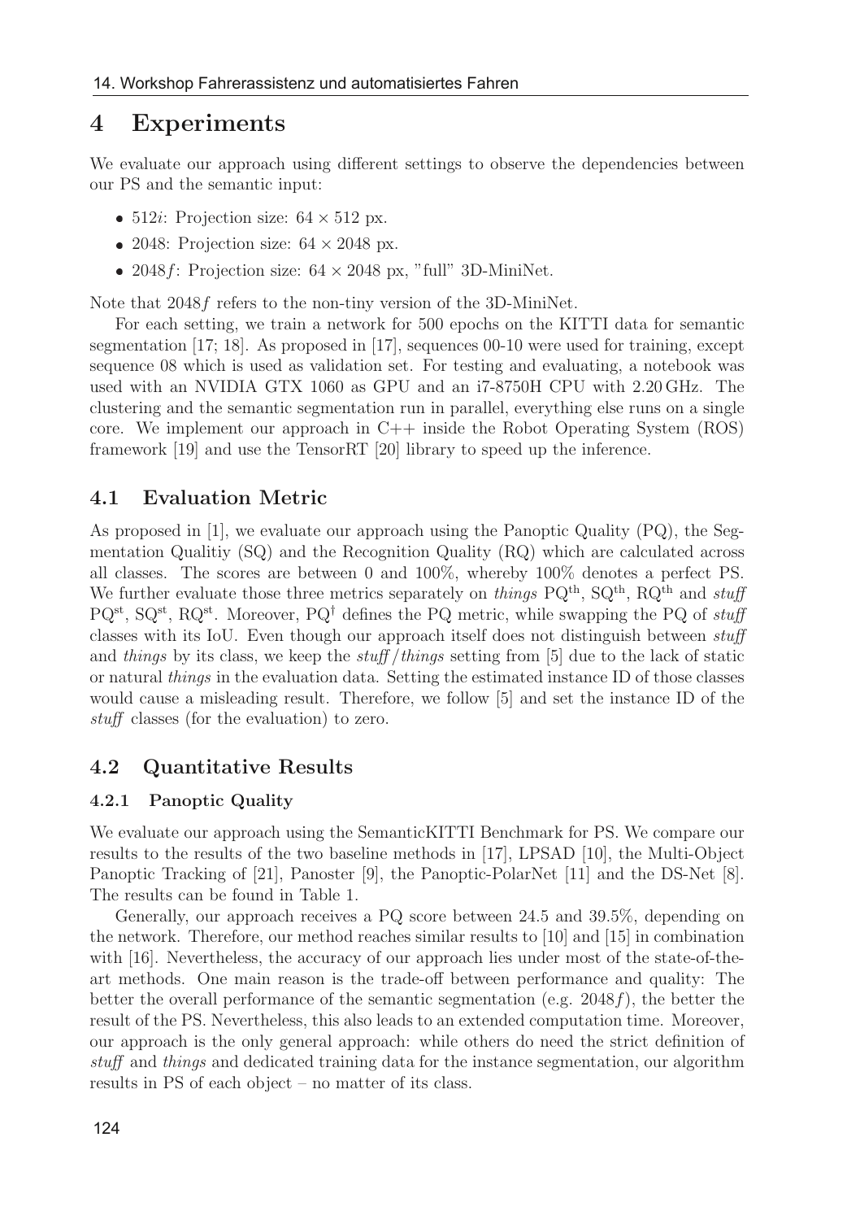# 4 Experiments

We evaluate our approach using different settings to observe the dependencies between our PS and the semantic input:

- 512*i*: Projection size: $64 \times 512$ px.
- 2048: Projection size: $64 \times 2048$ px.
- 2048*f*: Projection size: $64 \times 2048$ px, "full" 3D-MiniNet.

Note that 2048*f* refers to the non-tiny version of the 3D-MiniNet.

For each setting, we train a network for 500 epochs on the KITTI data for semantic segmentation [17; 18]. As proposed in [17], sequences 00-10 were used for training, except sequence 08 which is used as validation set. For testing and evaluating, a notebook was used with an NVIDIA GTX 1060 as GPU and an i7-8750H CPU with 2.20 GHz. The clustering and the semantic segmentation run in parallel, everything else runs on a single core. We implement our approach in C++ inside the Robot Operating System (ROS) framework [19] and use the TensorRT [20] library to speed up the inference.

## 4.1 Evaluation Metric

As proposed in [1], we evaluate our approach using the Panoptic Quality (PQ), the Segmentation Qualitiy (SQ) and the Recognition Quality (RQ) which are calculated across all classes. The scores are between 0 and 100%, whereby 100% denotes a perfect PS. We further evaluate those three metrics separately on *things* $PQ^{th}$, $SQ^{th}$, $RQ^{th}$ and *stuff* $PQ^{st}$, $SQ^{st}$, $RQ^{st}$. Moreover, $PQ^{\dagger}$ defines the PQ metric, while swapping the PQ of *stuff* classes with its IoU. Even though our approach itself does not distinguish between *stuff* and *things* by its class, we keep the *stuff*/*things* setting from [5] due to the lack of static or natural *things* in the evaluation data. Setting the estimated instance ID of those classes would cause a misleading result. Therefore, we follow [5] and set the instance ID of the *stuff* classes (for the evaluation) to zero.

## 4.2 Quantitative Results

### 4.2.1 Panoptic Quality

We evaluate our approach using the SemanticKITTI Benchmark for PS. We compare our results to the results of the two baseline methods in [17], LPSAD [10], the Multi-Object Panoptic Tracking of [21], Panoster [9], the Panoptic-PolarNet [11] and the DS-Net [8]. The results can be found in Table 1.

Generally, our approach receives a PQ score between 24.5 and 39.5%, depending on the network. Therefore, our method reaches similar results to [10] and [15] in combination with [16]. Nevertheless, the accuracy of our approach lies under most of the state-of-the-art methods. One main reason is the trade-off between performance and quality: The better the overall performance of the semantic segmentation (e.g. 2048*f*), the better the result of the PS. Nevertheless, this also leads to an extended computation time. Moreover, our approach is the only general approach: while others do need the strict definition of *stuff* and *things* and dedicated training data for the instance segmentation, our algorithm results in PS of each object – no matter of its class.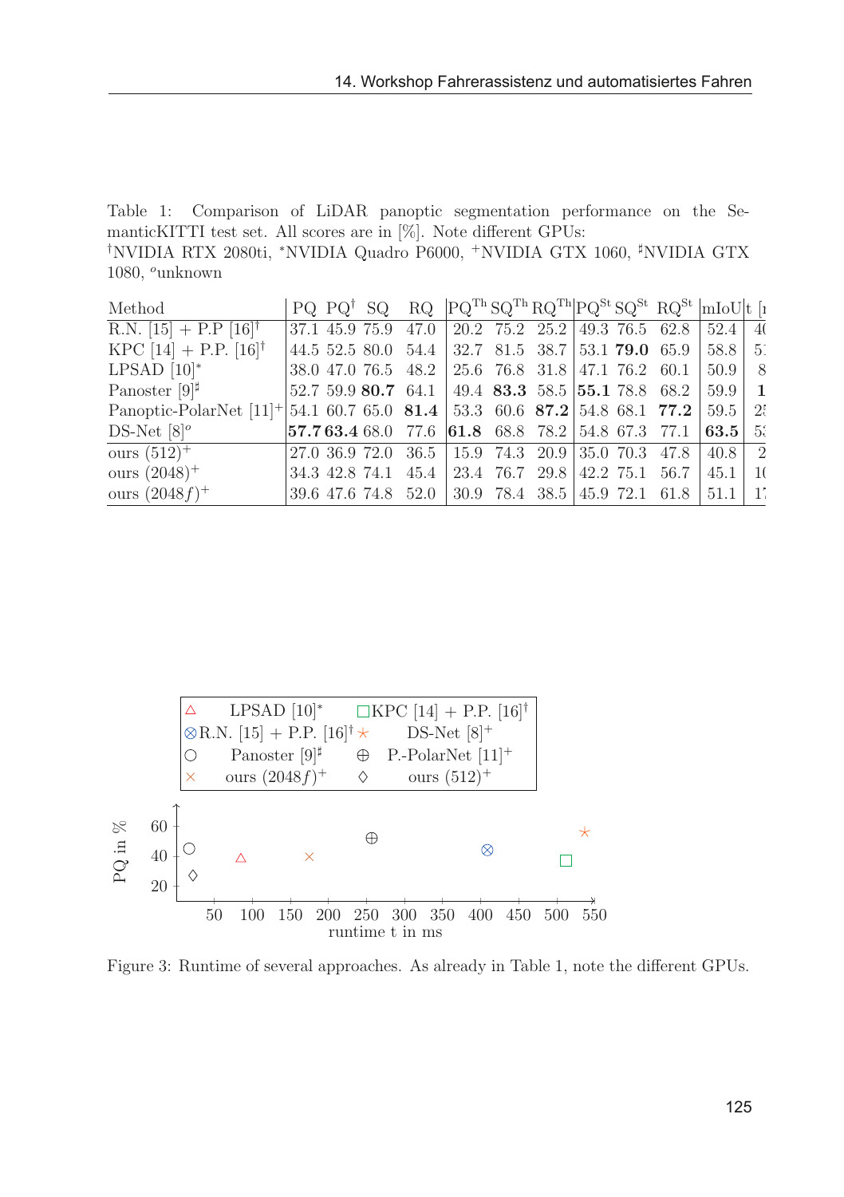Table 1: Comparison of LiDAR panoptic segmentation performance on the SemanticKITTI test set. All scores are in [%]. Note different GPUs:
†NVIDIA RTX 2080ti, *NVIDIA Quadro P6000, +NVIDIA GTX 1060, ♯NVIDIA GTX 1080, *o*unknown

| Method | PQ | PQ† | SQ | RQ | PQ$^{Th}$ | SQ$^{Th}$ | RQ$^{Th}$ | PQ$^{St}$ | SQ$^{St}$ | RQ$^{St}$ | mIoU | t [ |
|---|---|---|---|---|---|---|---|---|---|---|---|---|
| R.N. [15] + P.P [16]† | 37.1 | 45.9 | 75.9 | 47.0 | 20.2 | 75.2 | 25.2 | 49.3 | 76.5 | 62.8 | 52.4 | 4( |
| KPC [14] + P.P. [16]† | 44.5 | 52.5 | 80.0 | 54.4 | 32.7 | 81.5 | 38.7 | 53.1 | **79.0** | 65.9 | 58.8 | 5: |
| LPSAD [10]* | 38.0 | 47.0 | 76.5 | 48.2 | 25.6 | 76.8 | 31.8 | 47.1 | 76.2 | 60.1 | 50.9 | 8 |
| Panoster [9]♯ | 52.7 | 59.9 | **80.7** | 64.1 | 49.4 | **83.3** | 58.5 | **55.1** | 78.8 | 68.2 | 59.9 | **1** |
| Panoptic-PolarNet [11]+ | 54.1 | 60.7 | 65.0 | **81.4** | 53.3 | 60.6 | **87.2** | 54.8 | 68.1 | **77.2** | 59.5 | 2! |
| DS-Net [8]*o* | **57.7** | **63.4** | 68.0 | 77.6 | **61.8** | 68.8 | 78.2 | 54.8 | 67.3 | 77.1 | **63.5** | 5: |
| ours (512)+ | 27.0 | 36.9 | 72.0 | 36.5 | 15.9 | 74.3 | 20.9 | 35.0 | 70.3 | 47.8 | 40.8 | 2 |
| ours (2048)+ | 34.3 | 42.8 | 74.1 | 45.4 | 23.4 | 76.7 | 29.8 | 42.2 | 75.1 | 56.7 | 45.1 | 1( |
| ours (2048*f*)+ | 39.6 | 47.6 | 74.8 | 52.0 | 30.9 | 78.4 | 38.5 | 45.9 | 72.1 | 61.8 | 51.1 | 1' |

Figure 3: Runtime of several approaches. As already in Table 1, note the different GPUs.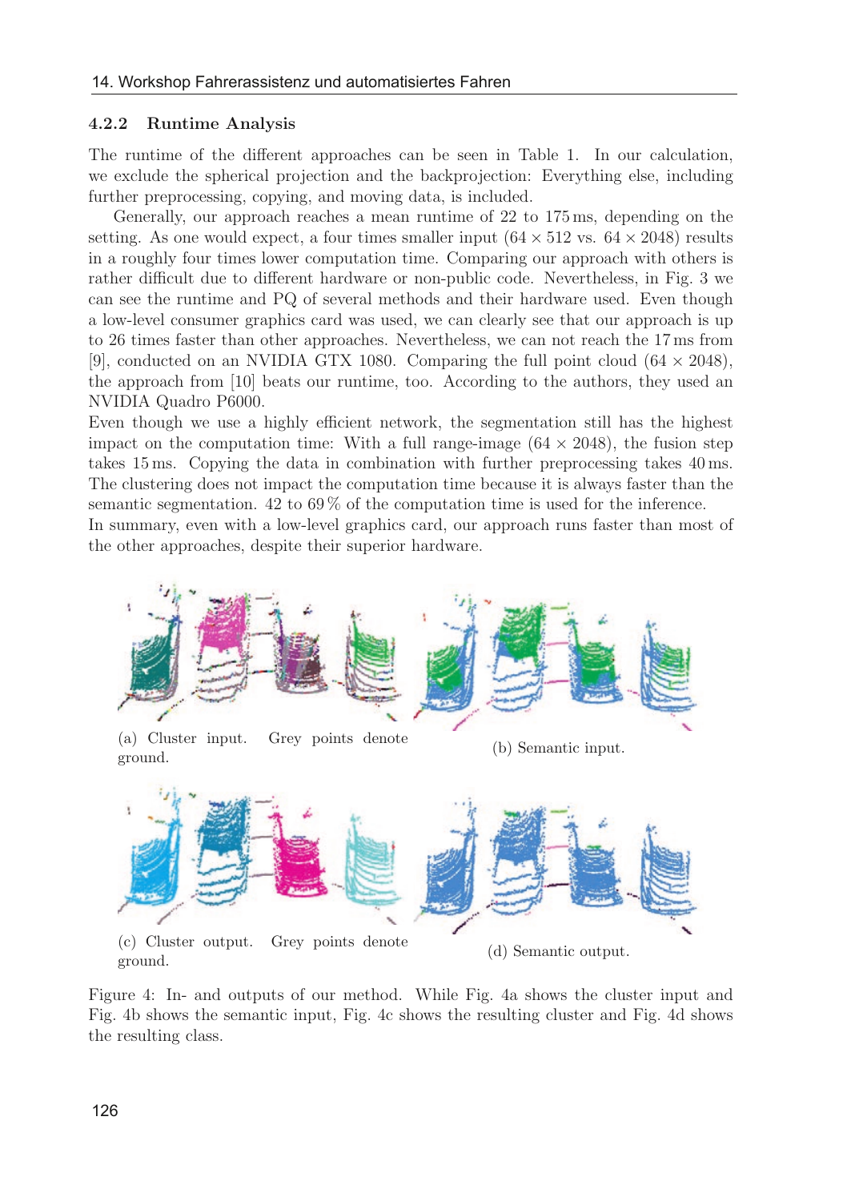#### 4.2.2 Runtime Analysis

The runtime of the different approaches can be seen in Table 1. In our calculation, we exclude the spherical projection and the backprojection: Everything else, including further preprocessing, copying, and moving data, is included.

Generally, our approach reaches a mean runtime of 22 to 175 ms, depending on the setting. As one would expect, a four times smaller input ($64 \times 512$ vs. $64 \times 2048$) results in a roughly four times lower computation time. Comparing our approach with others is rather difficult due to different hardware or non-public code. Nevertheless, in Fig. 3 we can see the runtime and PQ of several methods and their hardware used. Even though a low-level consumer graphics card was used, we can clearly see that our approach is up to 26 times faster than other approaches. Nevertheless, we can not reach the 17 ms from [9], conducted on an NVIDIA GTX 1080. Comparing the full point cloud ($64 \times 2048$), the approach from [10] beats our runtime, too. According to the authors, they used an NVIDIA Quadro P6000.

Even though we use a highly efficient network, the segmentation still has the highest impact on the computation time: With a full range-image ($64 \times 2048$), the fusion step takes 15 ms. Copying the data in combination with further preprocessing takes 40 ms. The clustering does not impact the computation time because it is always faster than the semantic segmentation. 42 to 69 % of the computation time is used for the inference.

In summary, even with a low-level graphics card, our approach runs faster than most of the other approaches, despite their superior hardware.

(a) Cluster input. Grey points denote ground.

(b) Semantic input.

(c) Cluster output. Grey points denote ground.

(d) Semantic output.

Figure 4: In- and outputs of our method. While Fig. 4a shows the cluster input and Fig. 4b shows the semantic input, Fig. 4c shows the resulting cluster and Fig. 4d shows the resulting class.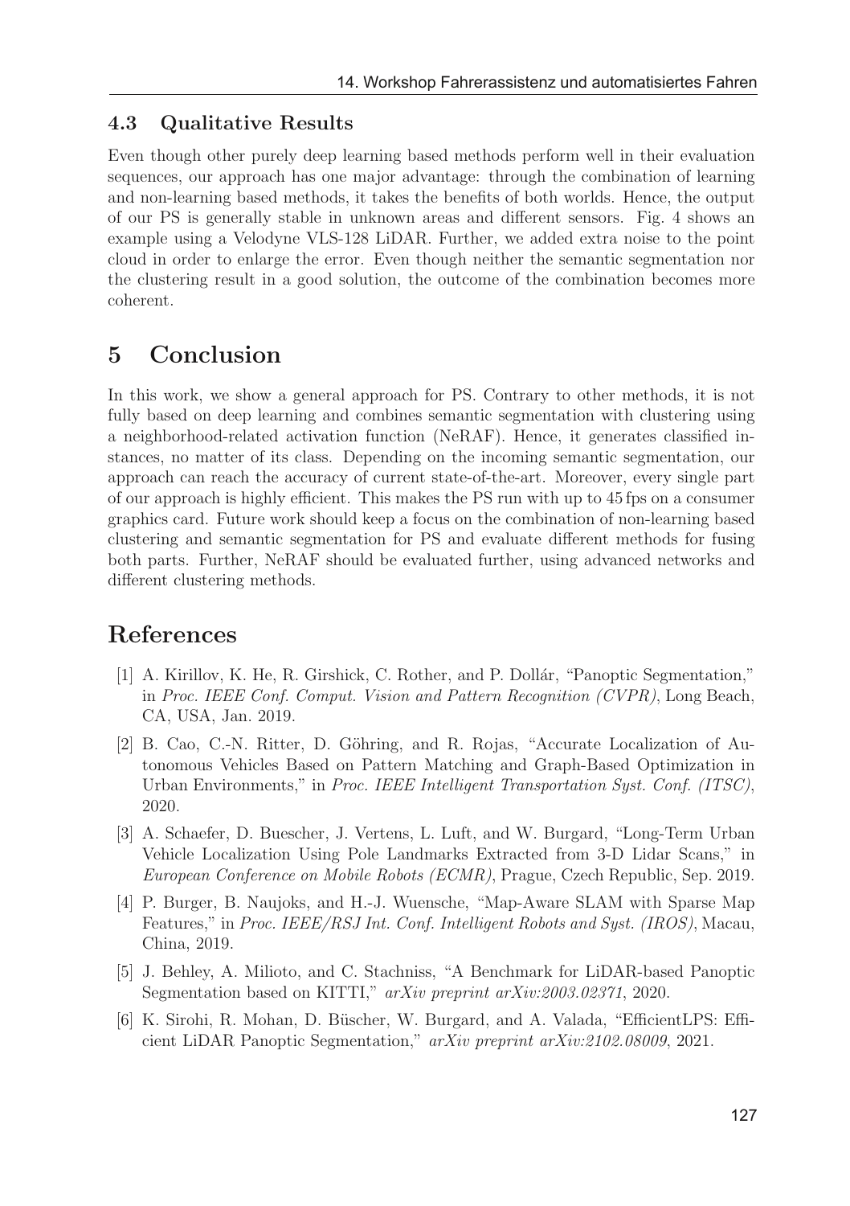### 4.3 Qualitative Results

Even though other purely deep learning based methods perform well in their evaluation sequences, our approach has one major advantage: through the combination of learning and non-learning based methods, it takes the benefits of both worlds. Hence, the output of our PS is generally stable in unknown areas and different sensors. Fig. 4 shows an example using a Velodyne VLS-128 LiDAR. Further, we added extra noise to the point cloud in order to enlarge the error. Even though neither the semantic segmentation nor the clustering result in a good solution, the outcome of the combination becomes more coherent.

## 5 Conclusion

In this work, we show a general approach for PS. Contrary to other methods, it is not fully based on deep learning and combines semantic segmentation with clustering using a neighborhood-related activation function (NeRAF). Hence, it generates classified instances, no matter of its class. Depending on the incoming semantic segmentation, our approach can reach the accuracy of current state-of-the-art. Moreover, every single part of our approach is highly efficient. This makes the PS run with up to 45 fps on a consumer graphics card. Future work should keep a focus on the combination of non-learning based clustering and semantic segmentation for PS and evaluate different methods for fusing both parts. Further, NeRAF should be evaluated further, using advanced networks and different clustering methods.

## References

[1] A. Kirillov, K. He, R. Girshick, C. Rother, and P. Dollár, "Panoptic Segmentation," in *Proc. IEEE Conf. Comput. Vision and Pattern Recognition (CVPR)*, Long Beach, CA, USA, Jan. 2019.

[2] B. Cao, C.-N. Ritter, D. Göhring, and R. Rojas, "Accurate Localization of Autonomous Vehicles Based on Pattern Matching and Graph-Based Optimization in Urban Environments," in *Proc. IEEE Intelligent Transportation Syst. Conf. (ITSC)*, 2020.

[3] A. Schaefer, D. Buescher, J. Vertens, L. Luft, and W. Burgard, "Long-Term Urban Vehicle Localization Using Pole Landmarks Extracted from 3-D Lidar Scans," in *European Conference on Mobile Robots (ECMR)*, Prague, Czech Republic, Sep. 2019.

[4] P. Burger, B. Naujoks, and H.-J. Wuensche, "Map-Aware SLAM with Sparse Map Features," in *Proc. IEEE/RSJ Int. Conf. Intelligent Robots and Syst. (IROS)*, Macau, China, 2019.

[5] J. Behley, A. Milioto, and C. Stachniss, "A Benchmark for LiDAR-based Panoptic Segmentation based on KITTI," *arXiv preprint arXiv:2003.02371*, 2020.

[6] K. Sirohi, R. Mohan, D. Büscher, W. Burgard, and A. Valada, "EfficientLPS: Efficient LiDAR Panoptic Segmentation," *arXiv preprint arXiv:2102.08009*, 2021.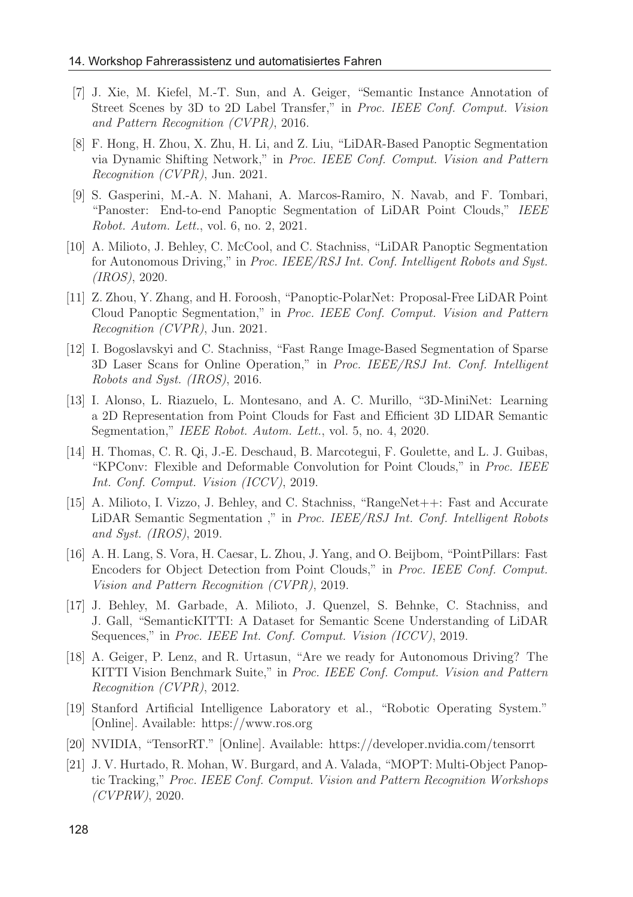[7] J. Xie, M. Kiefel, M.-T. Sun, and A. Geiger, "Semantic Instance Annotation of Street Scenes by 3D to 2D Label Transfer," in *Proc. IEEE Conf. Comput. Vision and Pattern Recognition (CVPR)*, 2016.

[8] F. Hong, H. Zhou, X. Zhu, H. Li, and Z. Liu, "LiDAR-Based Panoptic Segmentation via Dynamic Shifting Network," in *Proc. IEEE Conf. Comput. Vision and Pattern Recognition (CVPR)*, Jun. 2021.

[9] S. Gasperini, M.-A. N. Mahani, A. Marcos-Ramiro, N. Navab, and F. Tombari, "Panoster: End-to-end Panoptic Segmentation of LiDAR Point Clouds," *IEEE Robot. Autom. Lett.*, vol. 6, no. 2, 2021.

[10] A. Milioto, J. Behley, C. McCool, and C. Stachniss, "LiDAR Panoptic Segmentation for Autonomous Driving," in *Proc. IEEE/RSJ Int. Conf. Intelligent Robots and Syst. (IROS)*, 2020.

[11] Z. Zhou, Y. Zhang, and H. Foroosh, "Panoptic-PolarNet: Proposal-Free LiDAR Point Cloud Panoptic Segmentation," in *Proc. IEEE Conf. Comput. Vision and Pattern Recognition (CVPR)*, Jun. 2021.

[12] I. Bogoslavskyi and C. Stachniss, "Fast Range Image-Based Segmentation of Sparse 3D Laser Scans for Online Operation," in *Proc. IEEE/RSJ Int. Conf. Intelligent Robots and Syst. (IROS)*, 2016.

[13] I. Alonso, L. Riazuelo, L. Montesano, and A. C. Murillo, "3D-MiniNet: Learning a 2D Representation from Point Clouds for Fast and Efficient 3D LIDAR Semantic Segmentation," *IEEE Robot. Autom. Lett.*, vol. 5, no. 4, 2020.

[14] H. Thomas, C. R. Qi, J.-E. Deschaud, B. Marcotegui, F. Goulette, and L. J. Guibas, "KPConv: Flexible and Deformable Convolution for Point Clouds," in *Proc. IEEE Int. Conf. Comput. Vision (ICCV)*, 2019.

[15] A. Milioto, I. Vizzo, J. Behley, and C. Stachniss, "RangeNet++: Fast and Accurate LiDAR Semantic Segmentation ," in *Proc. IEEE/RSJ Int. Conf. Intelligent Robots and Syst. (IROS)*, 2019.

[16] A. H. Lang, S. Vora, H. Caesar, L. Zhou, J. Yang, and O. Beijbom, "PointPillars: Fast Encoders for Object Detection from Point Clouds," in *Proc. IEEE Conf. Comput. Vision and Pattern Recognition (CVPR)*, 2019.

[17] J. Behley, M. Garbade, A. Milioto, J. Quenzel, S. Behnke, C. Stachniss, and J. Gall, "SemanticKITTI: A Dataset for Semantic Scene Understanding of LiDAR Sequences," in *Proc. IEEE Int. Conf. Comput. Vision (ICCV)*, 2019.

[18] A. Geiger, P. Lenz, and R. Urtasun, "Are we ready for Autonomous Driving? The KITTI Vision Benchmark Suite," in *Proc. IEEE Conf. Comput. Vision and Pattern Recognition (CVPR)*, 2012.

[19] Stanford Artificial Intelligence Laboratory et al., "Robotic Operating System." [Online]. Available: https://www.ros.org

[20] NVIDIA, "TensorRT." [Online]. Available: https://developer.nvidia.com/tensorrt

[21] J. V. Hurtado, R. Mohan, W. Burgard, and A. Valada, "MOPT: Multi-Object Panoptic Tracking," *Proc. IEEE Conf. Comput. Vision and Pattern Recognition Workshops (CVPRW)*, 2020.